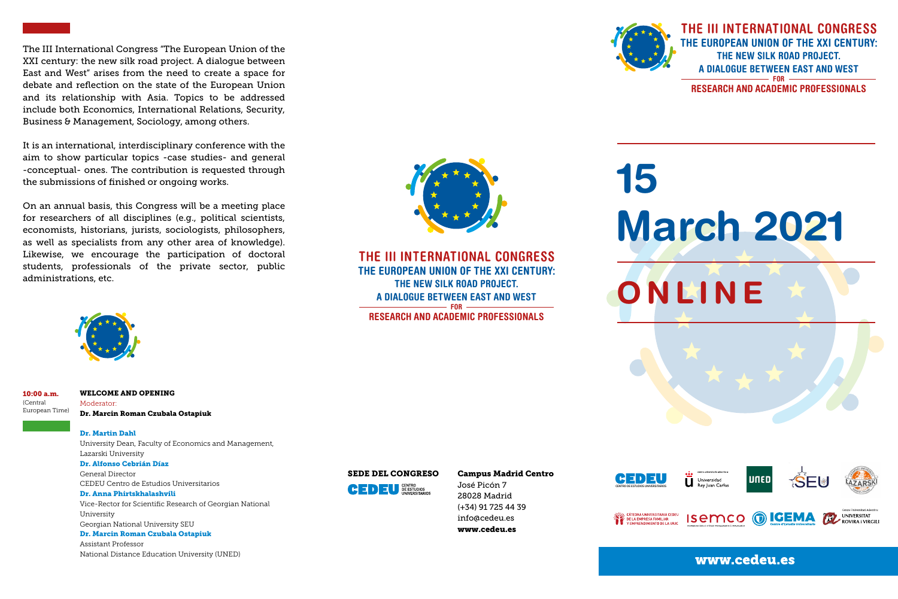The III International Congress "The European Union of the XXI century: the new silk road project. A dialogue between East and West" arises from the need to create a space for debate and reflection on the state of the European Union and its relationship with Asia. Topics to be addressed include both Economics, International Relations, Security, Business & Management, Sociology, among others.

It is an international, interdisciplinary conference with the aim to show particular topics -case studies- and general -conceptual- ones. The contribution is requested through the submissions of finished or ongoing works.

On an annual basis, this Congress will be a meeting place for researchers of all disciplines (e.g., political scientists, economists, historians, jurists, sociologists, philosophers, as well as specialists from any other area of knowledge). Likewise, we encourage the participation of doctoral students, professionals of the private sector, public administrations, etc.

**10:00 a.m.** (Central European Time)

**WELCOME AND OPENING**

Moderator:
**Dr. Marcin Roman Czubala Ostapiuk**

**Dr. Martin Dahl**
University Dean, Faculty of Economics and Management, Lazarski University

**Dr. Alfonso Cebrián Díaz**
General Director
CEDEU Centro de Estudios Universitarios

**Dr. Anna Phirtskhalashvili**
Vice-Rector for Scientific Research of Georgian National University
Georgian National University SEU

**Dr. Marcin Roman Czubala Ostapiuk**
Assistant Professor
National Distance Education University (UNED)

# THE III INTERNATIONAL CONGRESS

## THE EUROPEAN UNION OF THE XXI CENTURY: THE NEW SILK ROAD PROJECT. A DIALOGUE BETWEEN EAST AND WEST

FOR

## RESEARCH AND ACADEMIC PROFESSIONALS

**SEDE DEL CONGRESO**
CEDEU Centro de Estudios Universitarios

**Campus Madrid Centro**
José Picón 7
28028 Madrid
(+34) 91 725 44 39
info@cedeu.es
**www.cedeu.es**

# THE III INTERNATIONAL CONGRESS

## THE EUROPEAN UNION OF THE XXI CENTURY: THE NEW SILK ROAD PROJECT. A DIALOGUE BETWEEN EAST AND WEST

FOR

## RESEARCH AND ACADEMIC PROFESSIONALS

# 15 March 2021

# ONLINE

CEDEU Centro de Estudios Universitarios · Universidad Rey Juan Carlos · UNED · SEU · Lazarski · Cátedra Universitaria CEDEU de la Empresa Familiar y Emprendimiento de la URJC · ISEMCO · IGEMA · Universitat Rovira i Virgili

**www.cedeu.es**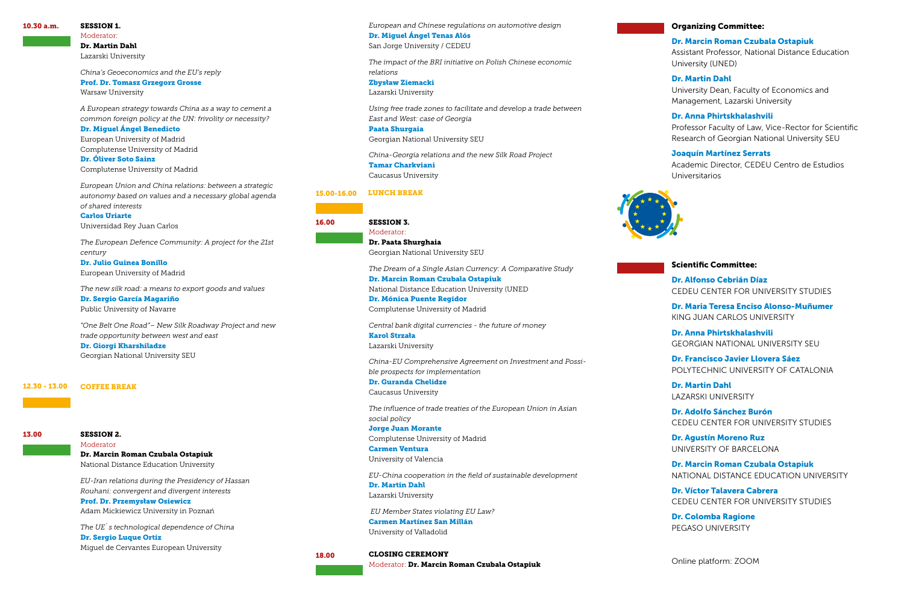**10.30 a.m.** **SESSION 1.**

Moderator:
**Dr. Martin Dahl**
Lazarski University

*China's Geoeconomics and the EU's reply*
**Prof. Dr. Tomasz Grzegorz Grosse**
Warsaw University

*A European strategy towards China as a way to cement a common foreign policy at the UN: frivolity or necessity?*
**Dr. Miguel Ángel Benedicto**
European University of Madrid
Complutense University of Madrid
**Dr. Óliver Soto Sainz**
Complutense University of Madrid

*European Union and China relations: between a strategic autonomy based on values and a necessary global agenda of shared interests*
**Carlos Uriarte**
Universidad Rey Juan Carlos

*The European Defence Community: A project for the 21st century*
**Dr. Julio Guinea Bonillo**
European University of Madrid

*The new silk road: a means to export goods and values*
**Dr. Sergio García Magariño**
Public University of Navarre

*"One Belt One Road"– New Silk Roadway Project and new trade opportunity between west and east*
**Dr. Giorgi Kharshiladze**
Georgian National University SEU

**12.30 - 13.00** **COFFEE BREAK**

**13.00** **SESSION 2.**

Moderator
**Dr. Marcin Roman Czubala Ostapiuk**
National Distance Education University

*EU-Iran relations during the Presidency of Hassan Rouhani: convergent and divergent interests*
**Prof. Dr. Przemysław Osiewicz**
Adam Mickiewicz University in Poznań

*The UE´s technological dependence of China*
**Dr. Sergio Luque Ortiz**
Miguel de Cervantes European University

*European and Chinese regulations on automotive design*
**Dr. Miguel Ángel Tenas Alós**
San Jorge University / CEDEU

*The impact of the BRI initiative on Polish Chinese economic relations*
**Zbysław Ziemacki**
Lazarski University

*Using free trade zones to facilitate and develop a trade between East and West: case of Georgia*
**Paata Shurgaia**
Georgian National University SEU

*China-Georgia relations and the new Silk Road Project*
**Tamar Charkviani**
Caucasus University

**15.00-16.00** **LUNCH BREAK**

**16.00** **SESSION 3.**

Moderator:
**Dr. Paata Shurghaia**
Georgian National University SEU

*The Dream of a Single Asian Currency: A Comparative Study*
**Dr. Marcin Roman Czubala Ostapiuk**
National Distance Education University (UNED
**Dr. Mónica Puente Regidor**
Complutense University of Madrid

*Central bank digital currencies - the future of money*
**Karol Strzała**
Lazarski University

*China-EU Comprehensive Agreement on Investment and Possible prospects for implementation*
**Dr. Guranda Chelidze**
Caucasus University

*The influence of trade treaties of the European Union in Asian social policy*
**Jorge Juan Morante**
Complutense University of Madrid
**Carmen Ventura**
University of Valencia

*EU-China cooperation in the field of sustainable development*
**Dr. Martin Dahl**
Lazarski University

*EU Member States violating EU Law?*
**Carmen Martínez San Millán**
University of Valladolid

**18.00** **CLOSING CEREMONY**

Moderator: **Dr. Marcin Roman Czubala Ostapiuk**

**Organizing Committee:**

**Dr. Marcin Roman Czubala Ostapiuk**
Assistant Professor, National Distance Education University (UNED)

**Dr. Martin Dahl**
University Dean, Faculty of Economics and Management, Lazarski University

**Dr. Anna Phirtskhalashvili**
Professor Faculty of Law, Vice-Rector for Scientific Research of Georgian National University SEU

**Joaquín Martínez Serrats**
Academic Director, CEDEU Centro de Estudios Universitarios

**Scientific Committee:**

**Dr. Alfonso Cebrián Díaz**
CEDEU CENTER FOR UNIVERSITY STUDIES

**Dr. Maria Teresa Enciso Alonso-Muñumer**
KING JUAN CARLOS UNIVERSITY

**Dr. Anna Phirtskhalashvili**
GEORGIAN NATIONAL UNIVERSITY SEU

**Dr. Francisco Javier Llovera Sáez**
POLYTECHNIC UNIVERSITY OF CATALONIA

**Dr. Martin Dahl**
LAZARSKI UNIVERSITY

**Dr. Adolfo Sánchez Burón**
CEDEU CENTER FOR UNIVERSITY STUDIES

**Dr. Agustín Moreno Ruz**
UNIVERSITY OF BARCELONA

**Dr. Marcin Roman Czubala Ostapiuk**
NATIONAL DISTANCE EDUCATION UNIVERSITY

**Dr. Víctor Talavera Cabrera**
CEDEU CENTER FOR UNIVERSITY STUDIES

**Dr. Colomba Ragione**
PEGASO UNIVERSITY

Online platform: ZOOM